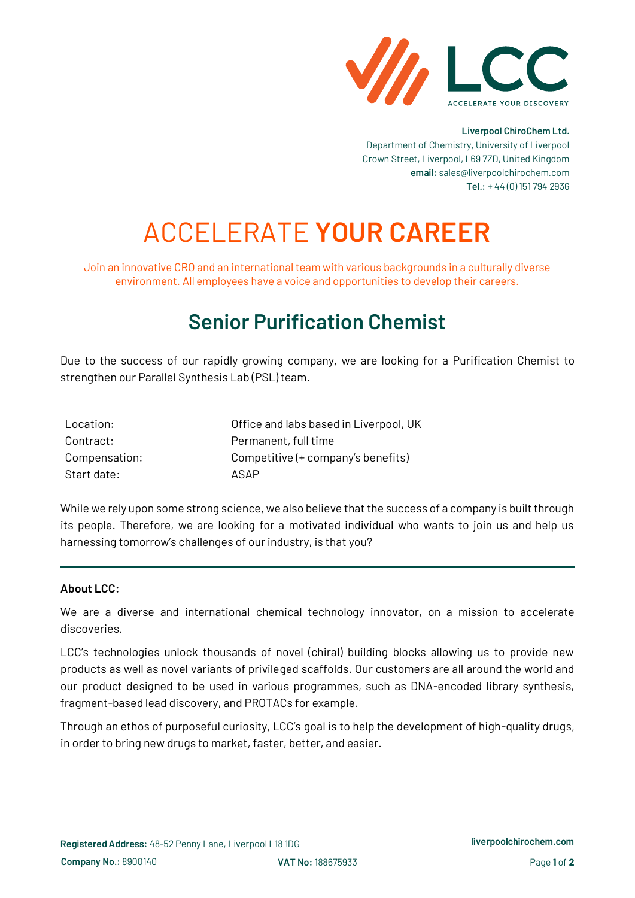**Liverpool ChiroChem Ltd.**
Department of Chemistry, University of Liverpool
Crown Street, Liverpool, L69 7ZD, United Kingdom
**email:** sales@liverpoolchirochem.com
**Tel.:** + 44 (0) 151 794 2936

# ACCELERATE **YOUR CAREER**

Join an innovative CRO and an international team with various backgrounds in a culturally diverse environment. All employees have a voice and opportunities to develop their careers.

## Senior Purification Chemist

Due to the success of our rapidly growing company, we are looking for a Purification Chemist to strengthen our Parallel Synthesis Lab (PSL) team.

| | |
|---|---|
| Location: | Office and labs based in Liverpool, UK |
| Contract: | Permanent, full time |
| Compensation: | Competitive (+ company's benefits) |
| Start date: | ASAP |

While we rely upon some strong science, we also believe that the success of a company is built through its people. Therefore, we are looking for a motivated individual who wants to join us and help us harnessing tomorrow's challenges of our industry, is that you?

---

**About LCC:**

We are a diverse and international chemical technology innovator, on a mission to accelerate discoveries.

LCC's technologies unlock thousands of novel (chiral) building blocks allowing us to provide new products as well as novel variants of privileged scaffolds. Our customers are all around the world and our product designed to be used in various programmes, such as DNA-encoded library synthesis, fragment-based lead discovery, and PROTACs for example.

Through an ethos of purposeful curiosity, LCC's goal is to help the development of high-quality drugs, in order to bring new drugs to market, faster, better, and easier.

**Registered Address:** 48-52 Penny Lane, Liverpool L18 1DG
**Company No.:** 8900140 **VAT No:** 188675933
liverpoolchirochem.com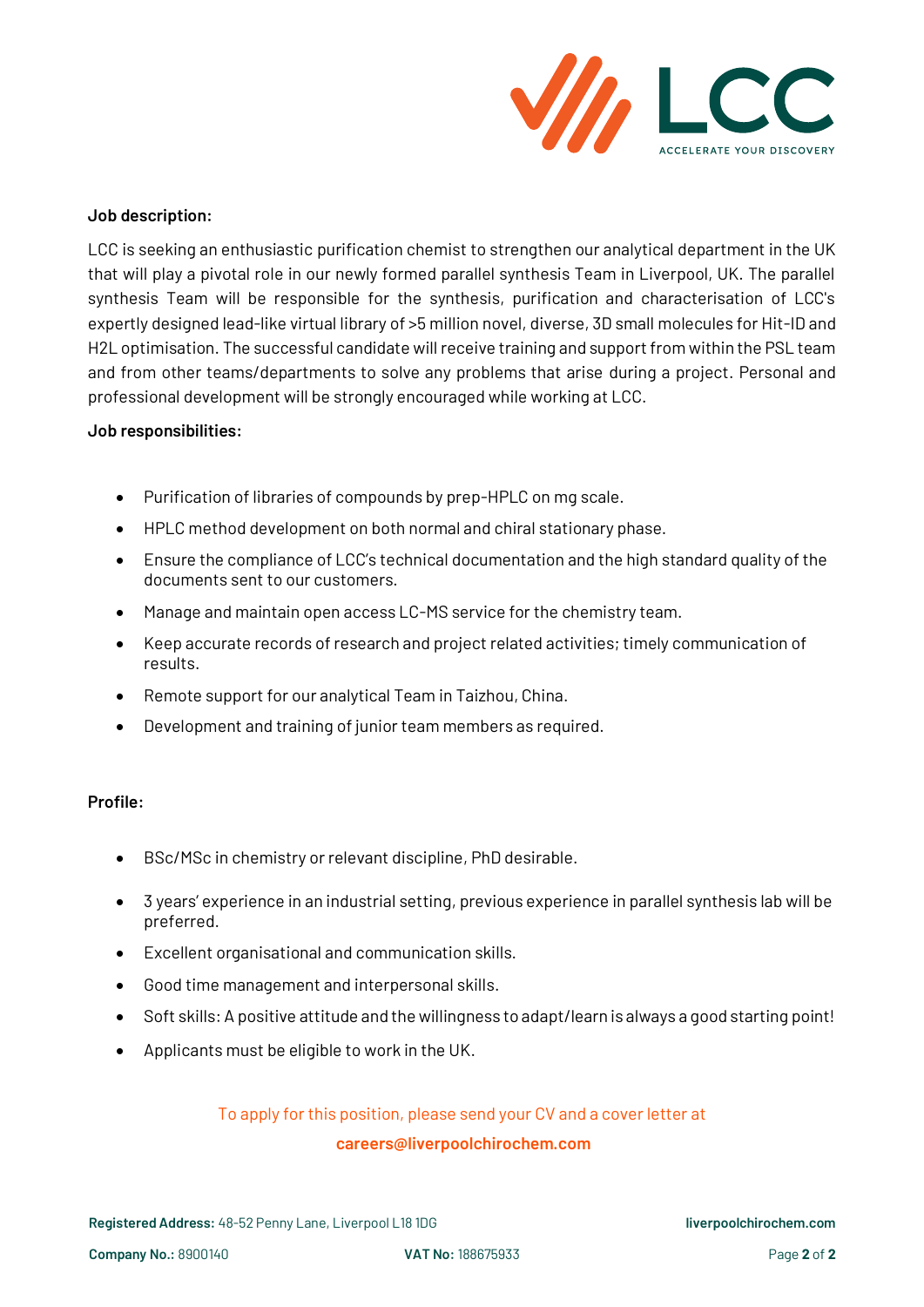**Job description:**

LCC is seeking an enthusiastic purification chemist to strengthen our analytical department in the UK that will play a pivotal role in our newly formed parallel synthesis Team in Liverpool, UK. The parallel synthesis Team will be responsible for the synthesis, purification and characterisation of LCC's expertly designed lead-like virtual library of >5 million novel, diverse, 3D small molecules for Hit-ID and H2L optimisation. The successful candidate will receive training and support from within the PSL team and from other teams/departments to solve any problems that arise during a project. Personal and professional development will be strongly encouraged while working at LCC.

**Job responsibilities:**

- Purification of libraries of compounds by prep-HPLC on mg scale.
- HPLC method development on both normal and chiral stationary phase.
- Ensure the compliance of LCC's technical documentation and the high standard quality of the documents sent to our customers.
- Manage and maintain open access LC-MS service for the chemistry team.
- Keep accurate records of research and project related activities; timely communication of results.
- Remote support for our analytical Team in Taizhou, China.
- Development and training of junior team members as required.

**Profile:**

- BSc/MSc in chemistry or relevant discipline, PhD desirable.
- 3 years' experience in an industrial setting, previous experience in parallel synthesis lab will be preferred.
- Excellent organisational and communication skills.
- Good time management and interpersonal skills.
- Soft skills: A positive attitude and the willingness to adapt/learn is always a good starting point!
- Applicants must be eligible to work in the UK.

To apply for this position, please send your CV and a cover letter at

**careers@liverpoolchirochem.com**

**Registered Address:** 48-52 Penny Lane, Liverpool L18 1DG

**Company No.:** 8900140 **VAT No:** 188675933

**liverpoolchirochem.com**